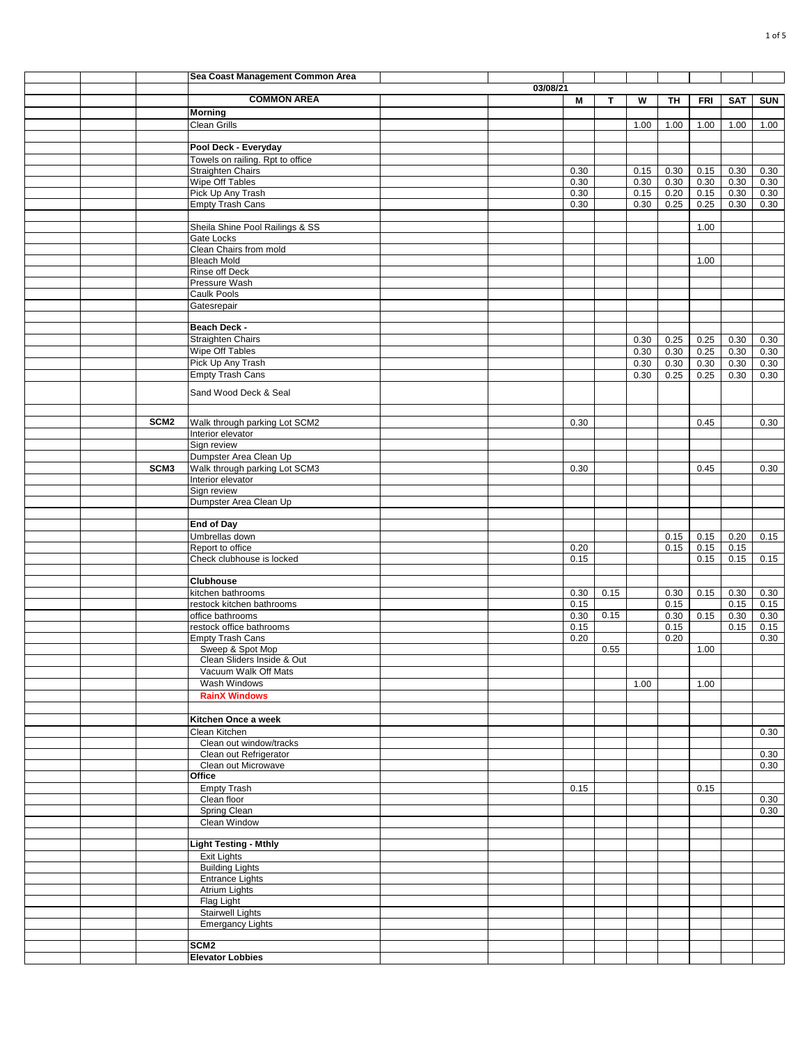| | Sea Coast Management Common Area | | | | | | | | |
|---|---|---|---|---|---|---|---|---|---|
| | | 03/08/21 | | | | | | | |
| | **COMMON AREA** | | **M** | **T** | **W** | **TH** | **FRI** | **SAT** | **SUN** |
| | **Morning** | | | | | | | | |
| | Clean Grills | | | | 1.00 | 1.00 | 1.00 | 1.00 | 1.00 |
| | | | | | | | | | |
| | **Pool Deck - Everyday** | | | | | | | | |
| | Towels on railing. Rpt to office | | | | | | | | |
| | Straighten Chairs | | 0.30 | | 0.15 | 0.30 | 0.15 | 0.30 | 0.30 |
| | Wipe Off Tables | | 0.30 | | 0.30 | 0.30 | 0.30 | 0.30 | 0.30 |
| | Pick Up Any Trash | | 0.30 | | 0.15 | 0.20 | 0.15 | 0.30 | 0.30 |
| | Empty Trash Cans | | 0.30 | | 0.30 | 0.25 | 0.25 | 0.30 | 0.30 |
| | | | | | | | | | |
| | Sheila Shine Pool Railings & SS | | | | | | 1.00 | | |
| | Gate Locks | | | | | | | | |
| | Clean Chairs from mold | | | | | | | | |
| | Bleach Mold | | | | | | 1.00 | | |
| | Rinse off Deck | | | | | | | | |
| | Pressure Wash | | | | | | | | |
| | Caulk Pools | | | | | | | | |
| | Gatesrepair | | | | | | | | |
| | | | | | | | | | |
| | **Beach Deck -** | | | | | | | | |
| | Straighten Chairs | | | | 0.30 | 0.25 | 0.25 | 0.30 | 0.30 |
| | Wipe Off Tables | | | | 0.30 | 0.30 | 0.25 | 0.30 | 0.30 |
| | Pick Up Any Trash | | | | 0.30 | 0.30 | 0.30 | 0.30 | 0.30 |
| | Empty Trash Cans | | | | 0.30 | 0.25 | 0.25 | 0.30 | 0.30 |
| | Sand Wood Deck & Seal | | | | | | | | |
| | | | | | | | | | |
| **SCM2** | Walk through parking Lot SCM2 | | 0.30 | | | | 0.45 | | 0.30 |
| | Interior elevator | | | | | | | | |
| | Sign review | | | | | | | | |
| | Dumpster Area Clean Up | | | | | | | | |
| **SCM3** | Walk through parking Lot SCM3 | | 0.30 | | | | 0.45 | | 0.30 |
| | Interior elevator | | | | | | | | |
| | Sign review | | | | | | | | |
| | Dumpster Area Clean Up | | | | | | | | |
| | | | | | | | | | |
| | **End of Day** | | | | | | | | |
| | Umbrellas down | | | | | 0.15 | 0.15 | 0.20 | 0.15 |
| | Report to office | | 0.20 | | | 0.15 | 0.15 | 0.15 | |
| | Check clubhouse is locked | | 0.15 | | | | 0.15 | 0.15 | 0.15 |
| | | | | | | | | | |
| | **Clubhouse** | | | | | | | | |
| | kitchen bathrooms | | 0.30 | 0.15 | | 0.30 | 0.15 | 0.30 | 0.30 |
| | restock kitchen bathrooms | | 0.15 | | | 0.15 | | 0.15 | 0.15 |
| | office bathrooms | | 0.30 | 0.15 | | 0.30 | 0.15 | 0.30 | 0.30 |
| | restock office bathrooms | | 0.15 | | | 0.15 | | 0.15 | 0.15 |
| | Empty Trash Cans | | 0.20 | | | 0.20 | | | 0.30 |
| | Sweep & Spot Mop | | | 0.55 | | | 1.00 | | |
| | Clean Sliders Inside & Out | | | | | | | | |
| | Vacuum Walk Off Mats | | | | | | | | |
| | Wash Windows | | | | 1.00 | | 1.00 | | |
| | **RainX Windows** | | | | | | | | |
| | | | | | | | | | |
| | **Kitchen Once a week** | | | | | | | | |
| | Clean Kitchen | | | | | | | | 0.30 |
| | Clean out window/tracks | | | | | | | | |
| | Clean out Refrigerator | | | | | | | | 0.30 |
| | Clean out Microwave | | | | | | | | 0.30 |
| | **Office** | | | | | | | | |
| | Empty Trash | | 0.15 | | | | 0.15 | | |
| | Clean floor | | | | | | | | 0.30 |
| | Spring Clean | | | | | | | | 0.30 |
| | Clean Window | | | | | | | | |
| | | | | | | | | | |
| | **Light Testing - Mthly** | | | | | | | | |
| | Exit Lights | | | | | | | | |
| | Building Lights | | | | | | | | |
| | Entrance Lights | | | | | | | | |
| | Atrium Lights | | | | | | | | |
| | Flag Light | | | | | | | | |
| | Stairwell Lights | | | | | | | | |
| | Emergancy Lights | | | | | | | | |
| | | | | | | | | | |
| | **SCM2** | | | | | | | | |
| | **Elevator Lobbies** | | | | | | | | |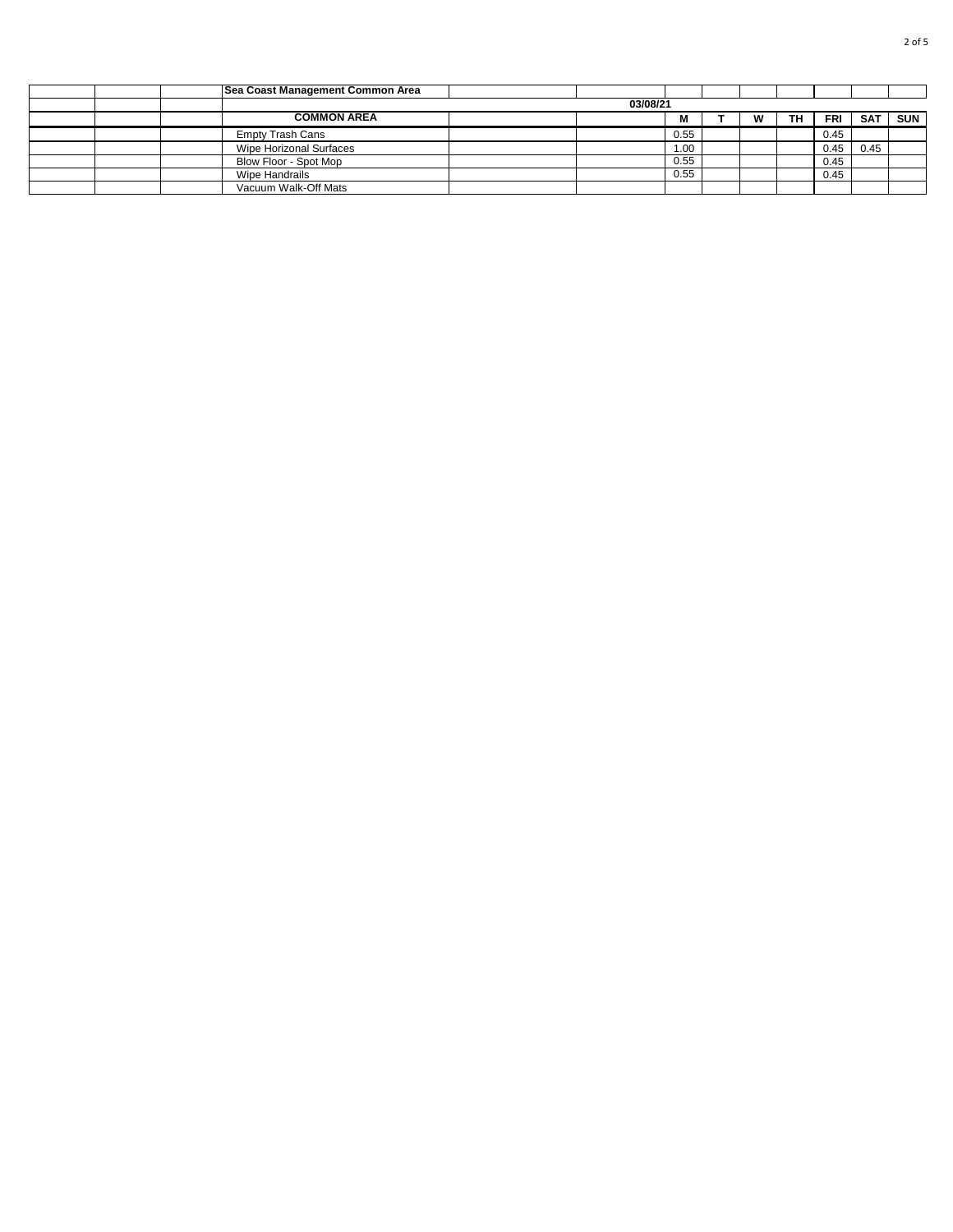| Sea Coast Management Common Area | | | | | | | | | |
|---|---|---|---|---|---|---|---|---|---|
| | | 03/08/21 | | | | | | | |
| **COMMON AREA** | | | **M** | **T** | **W** | **TH** | **FRI** | **SAT** | **SUN** |
| Empty Trash Cans | | | 0.55 | | | | 0.45 | | |
| Wipe Horizonal Surfaces | | | 1.00 | | | | 0.45 | 0.45 | |
| Blow Floor - Spot Mop | | | 0.55 | | | | 0.45 | | |
| Wipe Handrails | | | 0.55 | | | | 0.45 | | |
| Vacuum Walk-Off Mats | | | | | | | | | |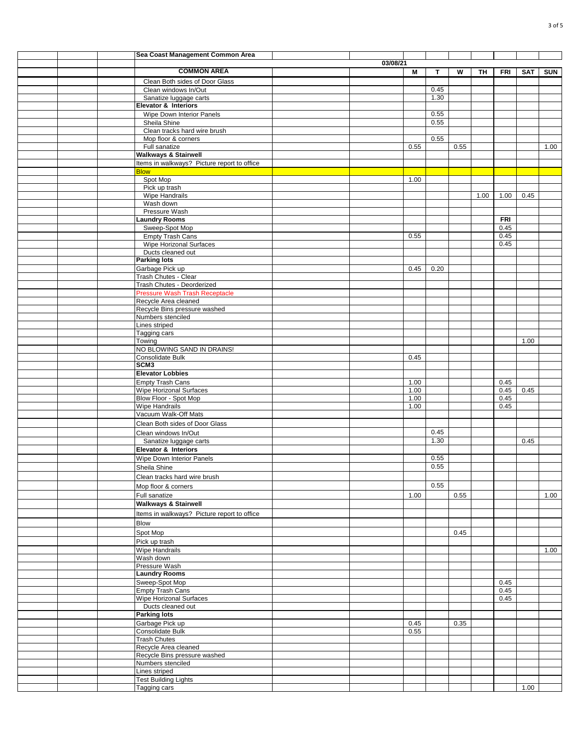| Sea Coast Management Common Area | | | | | | | | | |
|---|---|---|---|---|---|---|---|---|---|
| | | 03/08/21 | | | | | | | |
| COMMON AREA | | | M | T | W | TH | FRI | SAT | SUN |
| Clean Both sides of Door Glass | | | | | | | | | |
| Clean windows In/Out | | | | 0.45 | | | | | |
| Sanatize luggage carts | | | | 1.30 | | | | | |
| **Elevator & Interiors** | | | | | | | | | |
| Wipe Down Interior Panels | | | | 0.55 | | | | | |
| Sheila Shine | | | | 0.55 | | | | | |
| Clean tracks hard wire brush | | | | | | | | | |
| Mop floor & corners | | | | 0.55 | | | | | |
| Full sanatize | | | 0.55 | | 0.55 | | | | 1.00 |
| **Walkways & Stairwell** | | | | | | | | | |
| Items in walkways? Picture report to office | | | | | | | | | |
| Blow | | | | | | | | | |
| Spot Mop | | | 1.00 | | | | | | |
| Pick up trash | | | | | | | | | |
| Wipe Handrails | | | | | | 1.00 | 1.00 | 0.45 | |
| Wash down | | | | | | | | | |
| Pressure Wash | | | | | | | | | |
| **Laundry Rooms** | | | | | | | FRI | | |
| Sweep-Spot Mop | | | | | | | 0.45 | | |
| Empty Trash Cans | | | 0.55 | | | | 0.45 | | |
| Wipe Horizonal Surfaces | | | | | | | 0.45 | | |
| Ducts cleaned out | | | | | | | | | |
| **Parking lots** | | | | | | | | | |
| Garbage Pick up | | | 0.45 | 0.20 | | | | | |
| Trash Chutes - Clear | | | | | | | | | |
| Trash Chutes - Deorderized | | | | | | | | | |
| Pressure Wash Trash Receptacle | | | | | | | | | |
| Recycle Area cleaned | | | | | | | | | |
| Recycle Bins pressure washed | | | | | | | | | |
| Numbers stenciled | | | | | | | | | |
| Lines striped | | | | | | | | | |
| Tagging cars | | | | | | | | | |
| Towing | | | | | | | | 1.00 | |
| NO BLOWING SAND IN DRAINS! | | | | | | | | | |
| Consolidate Bulk | | | 0.45 | | | | | | |
| **SCM3** | | | | | | | | | |
| **Elevator Lobbies** | | | | | | | | | |
| Empty Trash Cans | | | 1.00 | | | | 0.45 | | |
| Wipe Horizonal Surfaces | | | 1.00 | | | | 0.45 | 0.45 | |
| Blow Floor - Spot Mop | | | 1.00 | | | | 0.45 | | |
| Wipe Handrails | | | 1.00 | | | | 0.45 | | |
| Vacuum Walk-Off Mats | | | | | | | | | |
| Clean Both sides of Door Glass | | | | | | | | | |
| Clean windows In/Out | | | | 0.45 | | | | | |
| Sanatize luggage carts | | | | 1.30 | | | | 0.45 | |
| **Elevator & Interiors** | | | | | | | | | |
| Wipe Down Interior Panels | | | | 0.55 | | | | | |
| Sheila Shine | | | | 0.55 | | | | | |
| Clean tracks hard wire brush | | | | | | | | | |
| Mop floor & corners | | | | 0.55 | | | | | |
| Full sanatize | | | 1.00 | | 0.55 | | | | 1.00 |
| **Walkways & Stairwell** | | | | | | | | | |
| Items in walkways? Picture report to office | | | | | | | | | |
| Blow | | | | | | | | | |
| Spot Mop | | | | | 0.45 | | | | |
| Pick up trash | | | | | | | | | |
| Wipe Handrails | | | | | | | | | 1.00 |
| Wash down | | | | | | | | | |
| Pressure Wash | | | | | | | | | |
| **Laundry Rooms** | | | | | | | | | |
| Sweep-Spot Mop | | | | | | | 0.45 | | |
| Empty Trash Cans | | | | | | | 0.45 | | |
| Wipe Horizonal Surfaces | | | | | | | 0.45 | | |
| Ducts cleaned out | | | | | | | | | |
| **Parking lots** | | | | | | | | | |
| Garbage Pick up | | | 0.45 | | 0.35 | | | | |
| Consolidate Bulk | | | 0.55 | | | | | | |
| Trash Chutes | | | | | | | | | |
| Recycle Area cleaned | | | | | | | | | |
| Recycle Bins pressure washed | | | | | | | | | |
| Numbers stenciled | | | | | | | | | |
| Lines striped | | | | | | | | | |
| Test Building Lights | | | | | | | | | |
| Tagging cars | | | | | | | | 1.00 | |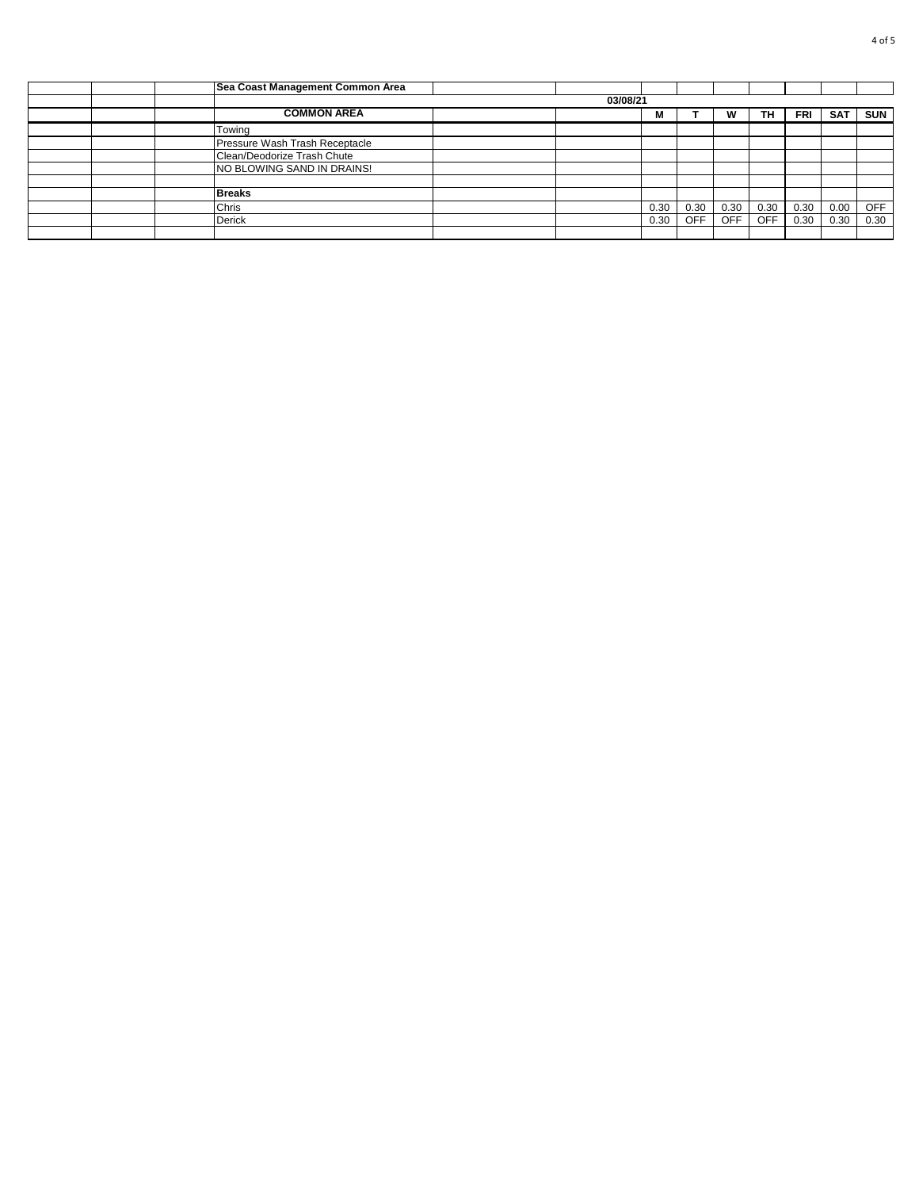| | | | Sea Coast Management Common Area | | | | | | | | | |
|---|---|---|---|---|---|---|---|---|---|---|---|---|
| | | | | | 03/08/21 | | | | | | | |
| | | | **COMMON AREA** | | | **M** | **T** | **W** | **TH** | **FRI** | **SAT** | **SUN** |
| | | | Towing | | | | | | | | | |
| | | | Pressure Wash Trash Receptacle | | | | | | | | | |
| | | | Clean/Deodorize Trash Chute | | | | | | | | | |
| | | | NO BLOWING SAND IN DRAINS! | | | | | | | | | |
| | | | | | | | | | | | | |
| | | | **Breaks** | | | | | | | | | |
| | | | Chris | | | 0.30 | 0.30 | 0.30 | 0.30 | 0.30 | 0.00 | OFF |
| | | | Derick | | | 0.30 | OFF | OFF | OFF | 0.30 | 0.30 | 0.30 |
| | | | | | | | | | | | | |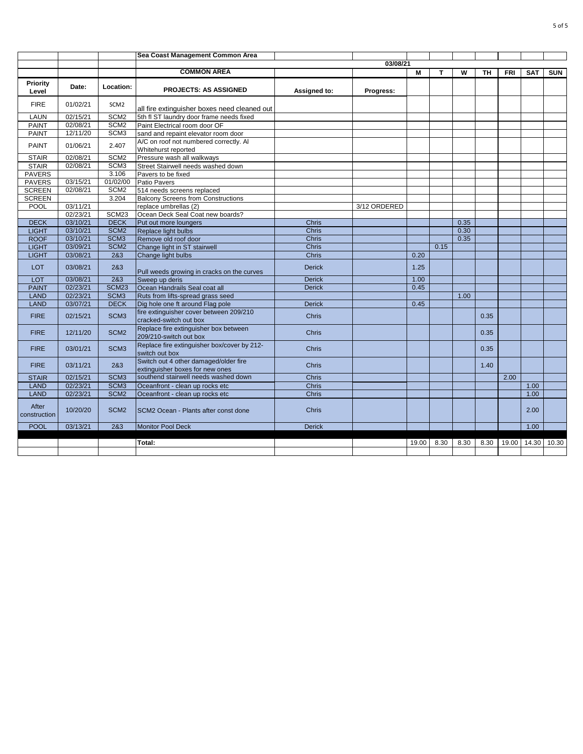| | | | Sea Coast Management Common Area | | | | | | | | | |
|---|---|---|---|---|---|---|---|---|---|---|---|---|
| | | | | | 03/08/21 | | | | | | | |
| | | | **COMMON AREA** | | | M | T | W | TH | FRI | SAT | SUN |
| **Priority Level** | **Date:** | **Location:** | **PROJECTS: AS ASSIGNED** | **Assigned to:** | **Progress:** | | | | | | | |
| FIRE | 01/02/21 | SCM2 | all fire extinguisher boxes need cleaned out | | | | | | | | | |
| LAUN | 02/15/21 | SCM2 | 5th fl ST laundry door frame needs fixed | | | | | | | | | |
| PAINT | 02/08/21 | SCM2 | Paint Electrical room door OF | | | | | | | | | |
| PAINT | 12/11/20 | SCM3 | sand and repaint elevator room door | | | | | | | | | |
| PAINT | 01/06/21 | 2.407 | A/C on roof not numbered correctly. Al Whitehurst reported | | | | | | | | | |
| STAIR | 02/08/21 | SCM2 | Pressure wash all walkways | | | | | | | | | |
| STAIR | 02/08/21 | SCM3 | Street Stairwell needs washed down | | | | | | | | | |
| PAVERS | | 3.106 | Pavers to be fixed | | | | | | | | | |
| PAVERS | 03/15/21 | 01/02/00 | Patio Pavers | | | | | | | | | |
| SCREEN | 02/08/21 | SCM2 | 514 needs screens replaced | | | | | | | | | |
| SCREEN | | 3.204 | Balcony Screens from Constructions | | | | | | | | | |
| POOL | 03/11/21 | | replace umbrellas (2) | | 3/12 ORDERED | | | | | | | |
| | 02/23/21 | SCM23 | Ocean Deck Seal Coat new boards? | | | | | | | | | |
| DECK | 03/10/21 | DECK | Put out more loungers | Chris | | | | 0.35 | | | | |
| LIGHT | 03/10/21 | SCM2 | Replace light bulbs | Chris | | | | 0.30 | | | | |
| ROOF | 03/10/21 | SCM3 | Remove old roof door | Chris | | | | 0.35 | | | | |
| LIGHT | 03/09/21 | SCM2 | Change light in ST stairwell | Chris | | | 0.15 | | | | | |
| LIGHT | 03/08/21 | 2&3 | Change light bulbs | Chris | | 0.20 | | | | | | |
| LOT | 03/08/21 | 2&3 | Pull weeds growing in cracks on the curves | Derick | | 1.25 | | | | | | |
| LOT | 03/08/21 | 2&3 | Sweep up deris | Derick | | 1.00 | | | | | | |
| PAINT | 02/23/21 | SCM23 | Ocean Handrails Seal coat all | Derick | | 0.45 | | | | | | |
| LAND | 02/23/21 | SCM3 | Ruts from lifts-spread grass seed | | | | | 1.00 | | | | |
| LAND | 03/07/21 | DECK | Dig hole one ft around Flag pole | Derick | | 0.45 | | | | | | |
| FIRE | 02/15/21 | SCM3 | fire extinguisher cover between 209/210 cracked-switch out box | Chris | | | | | 0.35 | | | |
| FIRE | 12/11/20 | SCM2 | Replace fire extinguisher box between 209/210-switch out box | Chris | | | | | 0.35 | | | |
| FIRE | 03/01/21 | SCM3 | Replace fire extinguisher box/cover by 212-switch out box | Chris | | | | | 0.35 | | | |
| FIRE | 03/11/21 | 2&3 | Switch out 4 other damaged/older fire extinguisher boxes for new ones | Chris | | | | | 1.40 | | | |
| STAIR | 02/15/21 | SCM3 | southend stairwell needs washed down | Chris | | | | | | 2.00 | | |
| LAND | 02/23/21 | SCM3 | Oceanfront - clean up rocks etc | Chris | | | | | | | 1.00 | |
| LAND | 02/23/21 | SCM2 | Oceanfront - clean up rocks etc | Chris | | | | | | | 1.00 | |
| After construction | 10/20/20 | SCM2 | SCM2 Ocean - Plants after const done | Chris | | | | | | | 2.00 | |
| POOL | 03/13/21 | 2&3 | Monitor Pool Deck | Derick | | | | | | | 1.00 | |
| | | | **Total:** | | | 19.00 | 8.30 | 8.30 | 8.30 | 19.00 | 14.30 | 10.30 |